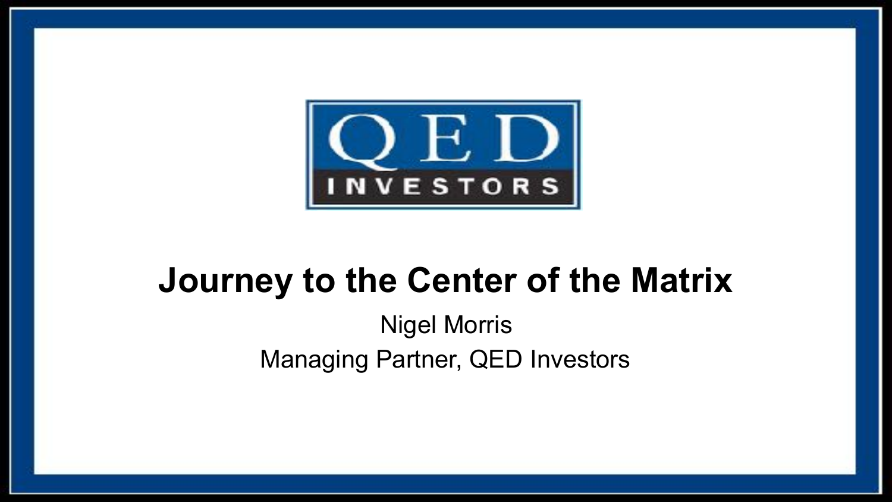QED INVESTORS

# Journey to the Center of the Matrix

Nigel Morris

Managing Partner, QED Investors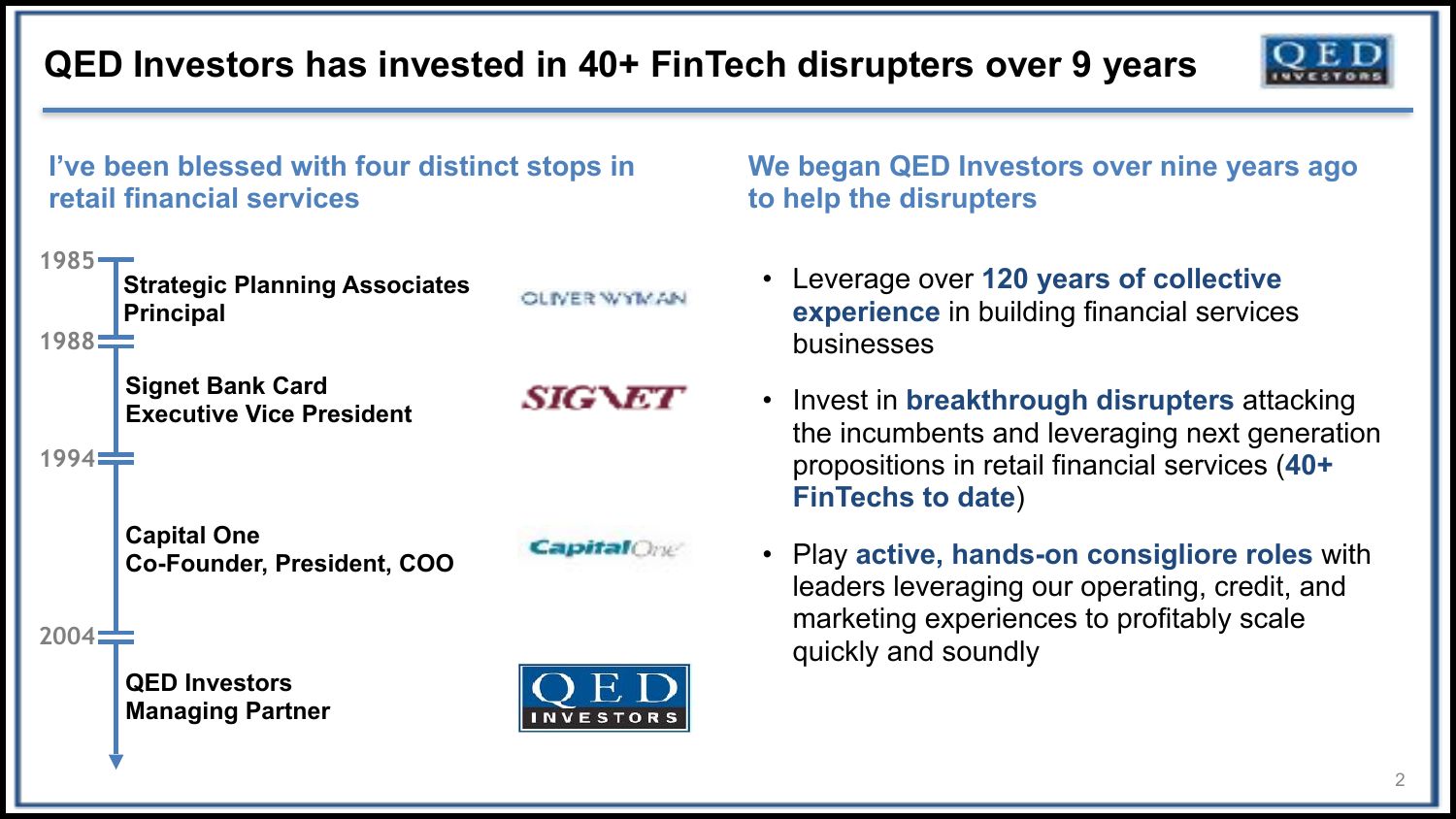# QED Investors has invested in 40+ FinTech disrupters over 9 years

## I've been blessed with four distinct stops in retail financial services

- **1985–1988** — **Strategic Planning Associates**, **Principal** (OLIVER WYMAN)
- **1988–1994** — **Signet Bank Card**, **Executive Vice President** (SIGNET)
- **1994–2004** — **Capital One**, **Co-Founder, President, COO** (Capital One)
- **2004–** — **QED Investors**, **Managing Partner** (QED INVESTORS)

## We began QED Investors over nine years ago to help the disrupters

- Leverage over **120 years of collective experience** in building financial services businesses
- Invest in **breakthrough disrupters** attacking the incumbents and leveraging next generation propositions in retail financial services (**40+ FinTechs to date**)
- Play **active, hands-on consigliore roles** with leaders leveraging our operating, credit, and marketing experiences to profitably scale quickly and soundly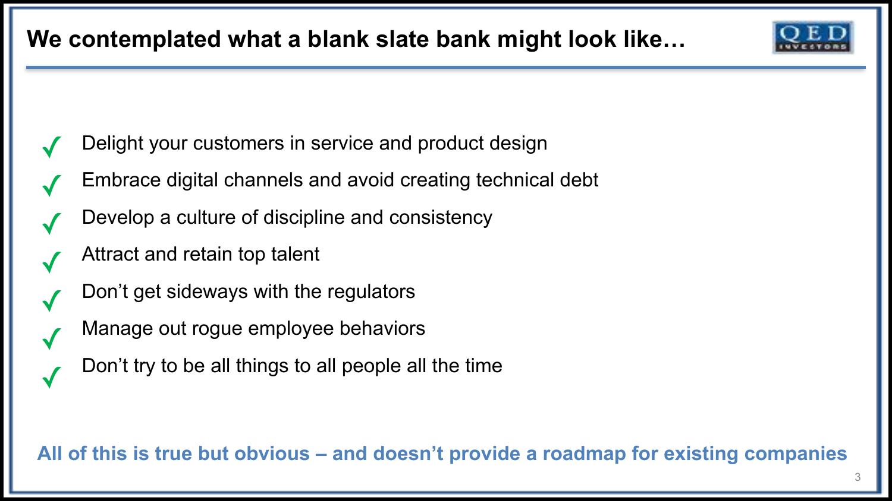# We contemplated what a blank slate bank might look like…

- ✓ Delight your customers in service and product design
- ✓ Embrace digital channels and avoid creating technical debt
- ✓ Develop a culture of discipline and consistency
- ✓ Attract and retain top talent
- ✓ Don't get sideways with the regulators
- ✓ Manage out rogue employee behaviors
- ✓ Don't try to be all things to all people all the time

**All of this is true but obvious – and doesn't provide a roadmap for existing companies**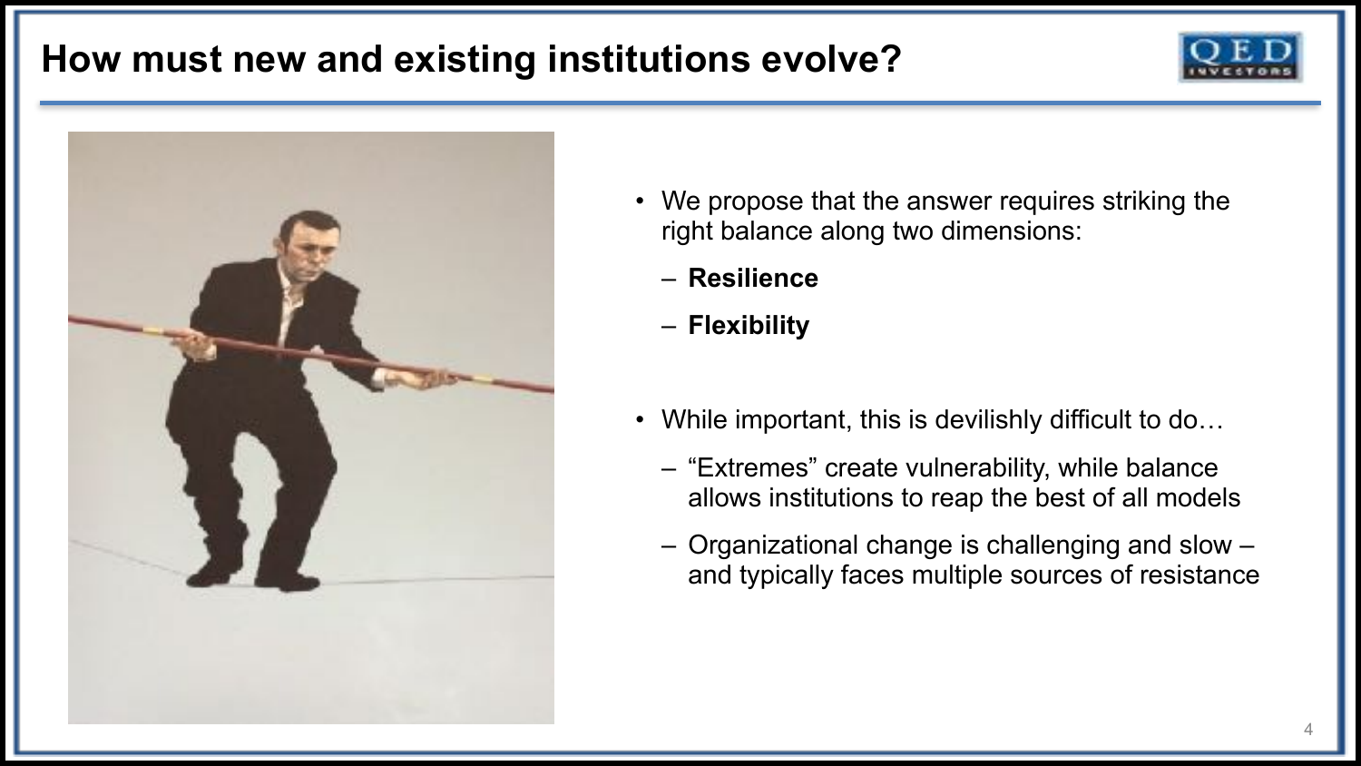# How must new and existing institutions evolve?

- We propose that the answer requires striking the right balance along two dimensions:
  - **Resilience**
  - **Flexibility**

- While important, this is devilishly difficult to do…
  - "Extremes" create vulnerability, while balance allows institutions to reap the best of all models
  - Organizational change is challenging and slow – and typically faces multiple sources of resistance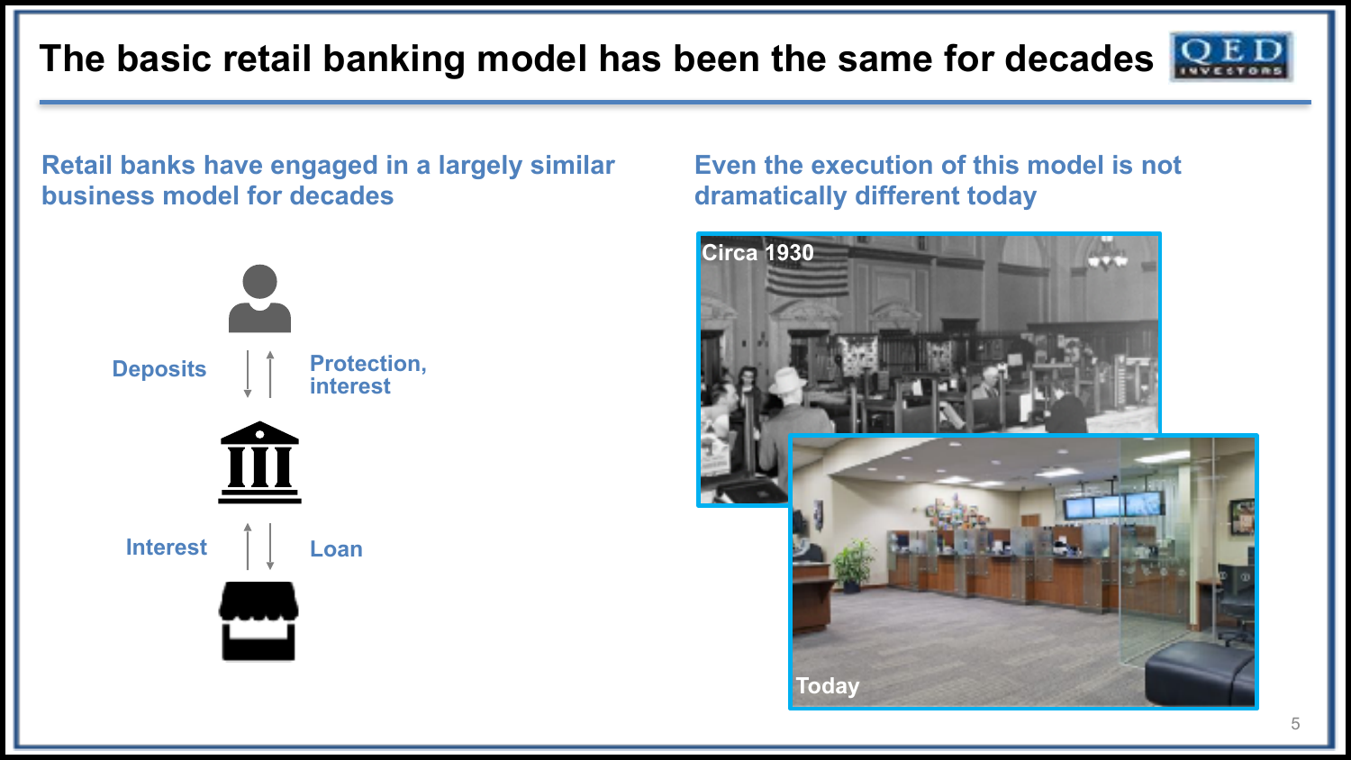# The basic retail banking model has been the same for decades

## Retail banks have engaged in a largely similar business model for decades

Deposits

Protection, interest

Interest

Loan

## Even the execution of this model is not dramatically different today

Circa 1930

Today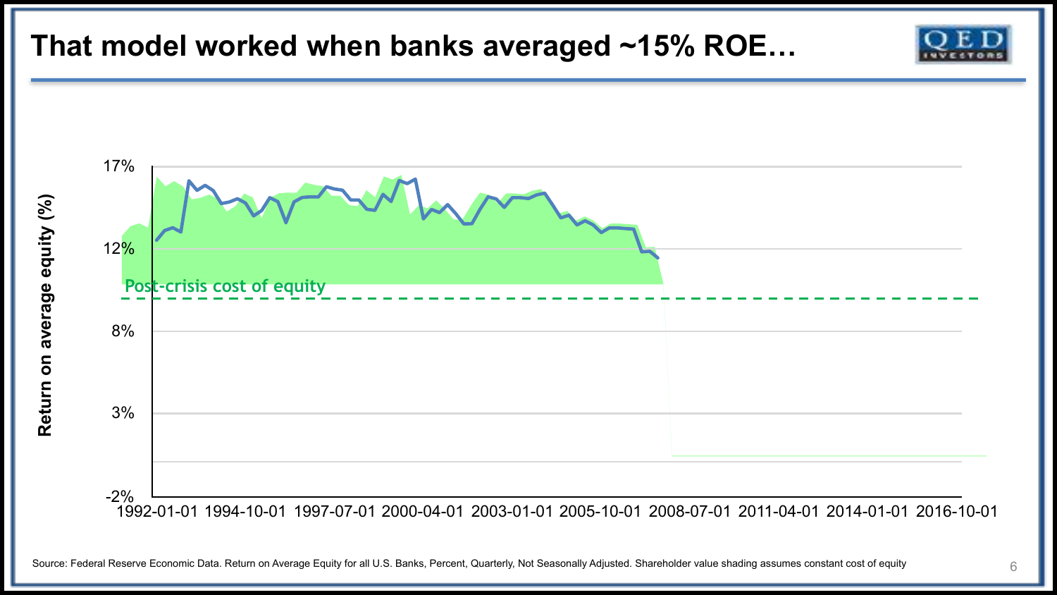# That model worked when banks averaged ~15% ROE…

Return on average equity (%)

17%

12%

Post-crisis cost of equity

8%

3%

-2%

1992-01-01 1994-10-01 1997-07-01 2000-04-01 2003-01-01 2005-10-01 2008-07-01 2011-04-01 2014-01-01 2016-10-01

Source: Federal Reserve Economic Data. Return on Average Equity for all U.S. Banks, Percent, Quarterly, Not Seasonally Adjusted. Shareholder value shading assumes constant cost of equity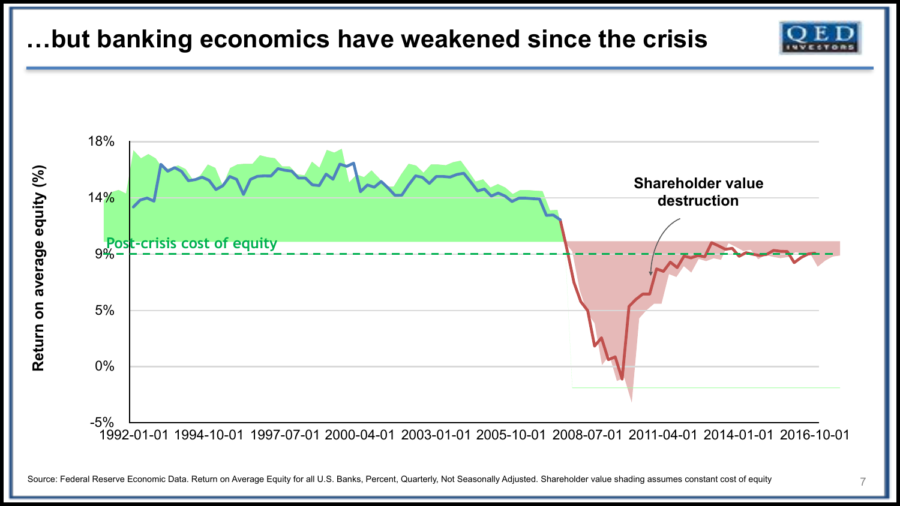# …but banking economics have weakened since the crisis

Return on average equity (%)

18%
14%
9%
5%
0%
-5%

1992-01-01 1994-10-01 1997-07-01 2000-04-01 2003-01-01 2005-10-01 2008-07-01 2011-04-01 2014-01-01 2016-10-01

Post-crisis cost of equity

Shareholder value destruction

Source: Federal Reserve Economic Data. Return on Average Equity for all U.S. Banks, Percent, Quarterly, Not Seasonally Adjusted. Shareholder value shading assumes constant cost of equity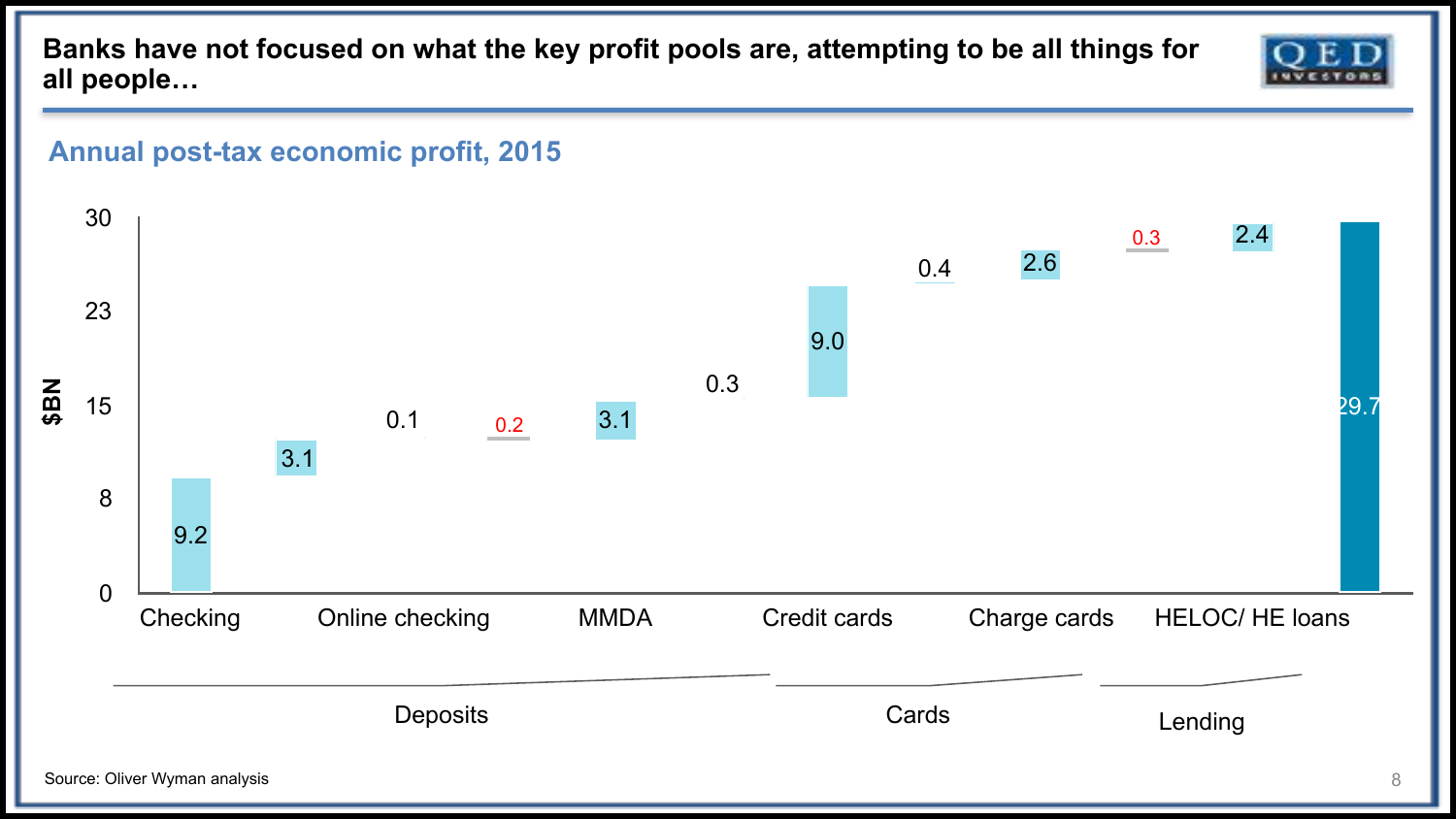# Banks have not focused on what the key profit pools are, attempting to be all things for all people…

## Annual post-tax economic profit, 2015

$BN

| Category | Product | Economic profit ($BN) |
|---|---|---|
| Deposits | Checking | 9.2 |
| Deposits | | 3.1 |
| Deposits | Online checking | 0.1 |
| Deposits | | 0.2 |
| Deposits | MMDA | 3.1 |
| Deposits | | 0.3 |
| Cards | Credit cards | 9.0 |
| Cards | | 0.4 |
| Cards | Charge cards | 2.6 |
| Lending | | 0.3 |
| Lending | HELOC/ HE loans | 2.4 |
| Total | | 29.7 |

Source: Oliver Wyman analysis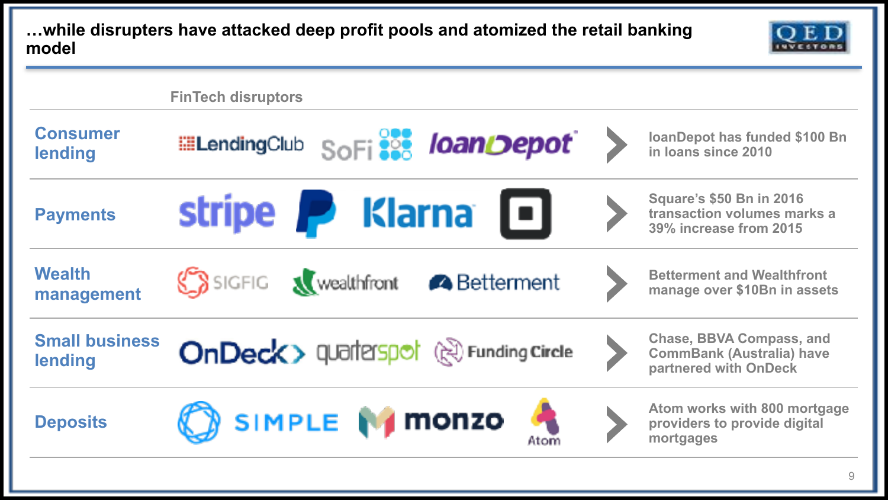## …while disrupters have attacked deep profit pools and atomized the retail banking model

| | FinTech disruptors | |
|---|---|---|
| Consumer lending | LendingClub, SoFi, loanDepot | loanDepot has funded $100 Bn in loans since 2010 |
| Payments | stripe, PayPal, Klarna, Square | Square's $50 Bn in 2016 transaction volumes marks a 39% increase from 2015 |
| Wealth management | SIGFIG, wealthfront, Betterment | Betterment and Wealthfront manage over $10Bn in assets |
| Small business lending | OnDeck, quarterspot, Funding Circle | Chase, BBVA Compass, and CommBank (Australia) have partnered with OnDeck |
| Deposits | SIMPLE, monzo, Atom | Atom works with 800 mortgage providers to provide digital mortgages |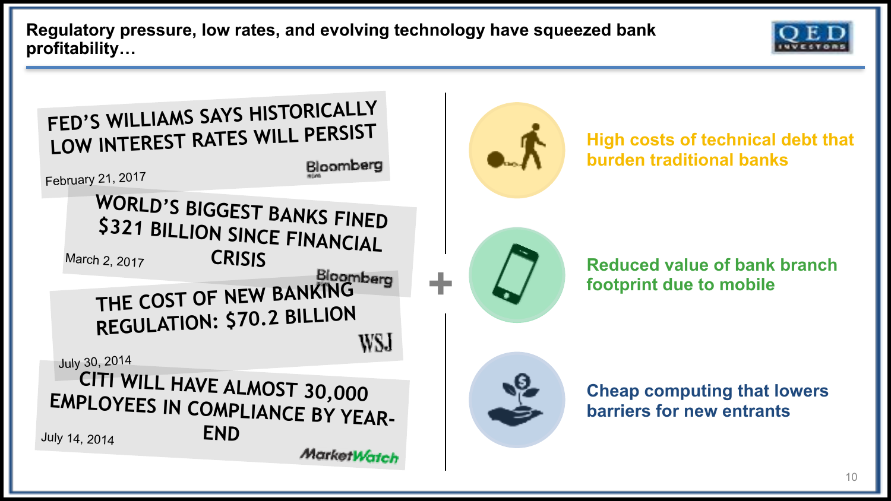# Regulatory pressure, low rates, and evolving technology have squeezed bank profitability…

**FED'S WILLIAMS SAYS HISTORICALLY LOW INTEREST RATES WILL PERSIST**
February 21, 2017 — Bloomberg

**WORLD'S BIGGEST BANKS FINED $321 BILLION SINCE FINANCIAL CRISIS**
March 2, 2017 — Bloomberg

**THE COST OF NEW BANKING REGULATION: $70.2 BILLION**
July 30, 2014 — WSJ

**CITI WILL HAVE ALMOST 30,000 EMPLOYEES IN COMPLIANCE BY YEAR-END**
July 14, 2014 — MarketWatch

+

- **High costs of technical debt that burden traditional banks**
- **Reduced value of bank branch footprint due to mobile**
- **Cheap computing that lowers barriers for new entrants**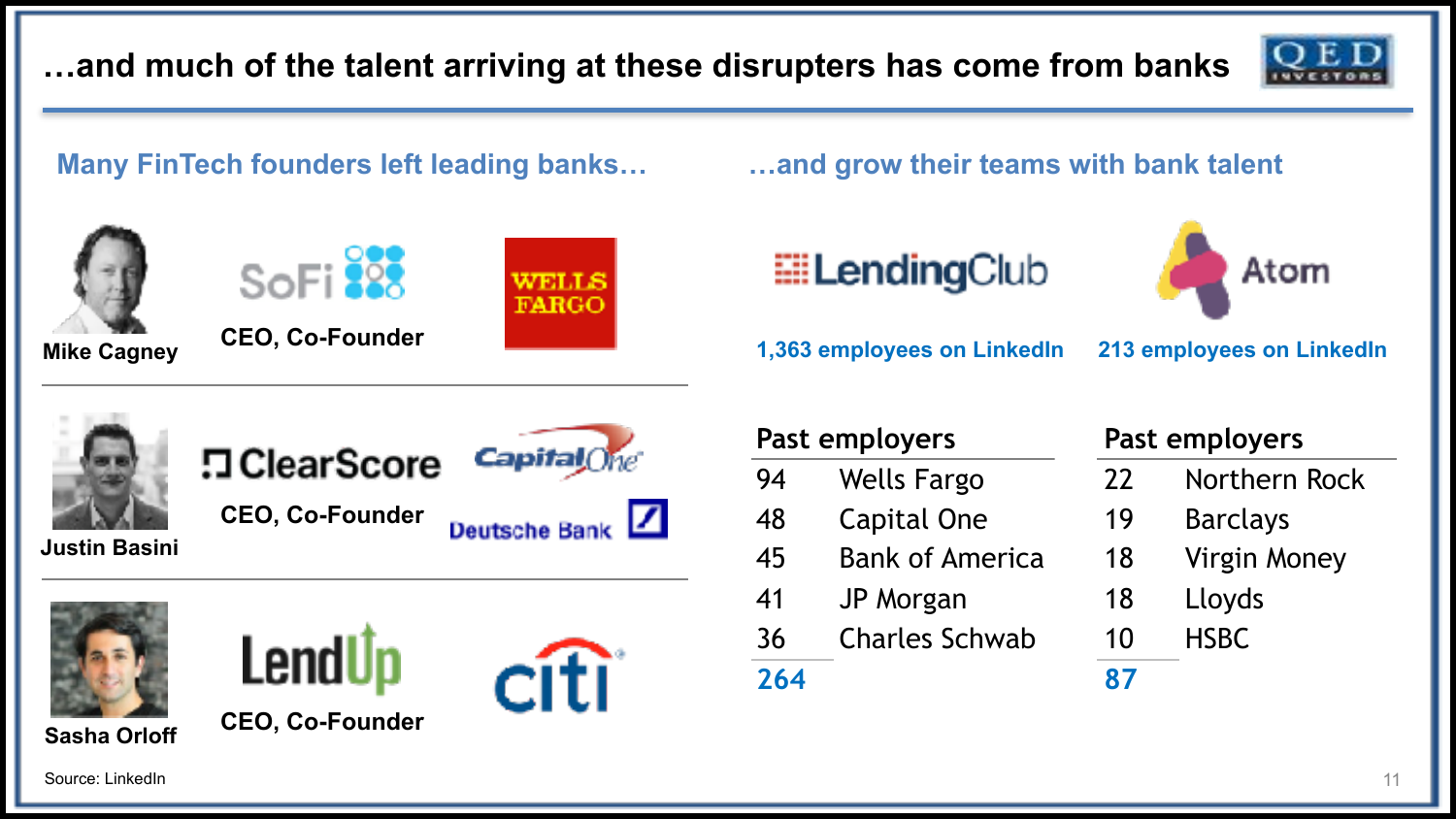# …and much of the talent arriving at these disrupters has come from banks

## Many FinTech founders left leading banks…

| Founder | Company / Role | Previous bank(s) |
|---|---|---|
| Mike Cagney | SoFi – CEO, Co-Founder | Wells Fargo |
| Justin Basini | ClearScore – CEO, Co-Founder | Capital One, Deutsche Bank |
| Sasha Orloff | LendUp – CEO, Co-Founder | Citi |

## …and grow their teams with bank talent

**LendingClub** – 1,363 employees on LinkedIn

| Past employers | |
|---|---|
| 94 | Wells Fargo |
| 48 | Capital One |
| 45 | Bank of America |
| 41 | JP Morgan |
| 36 | Charles Schwab |
| **264** | |

**Atom** – 213 employees on LinkedIn

| Past employers | |
|---|---|
| 22 | Northern Rock |
| 19 | Barclays |
| 18 | Virgin Money |
| 18 | Lloyds |
| 10 | HSBC |
| **87** | |

Source: LinkedIn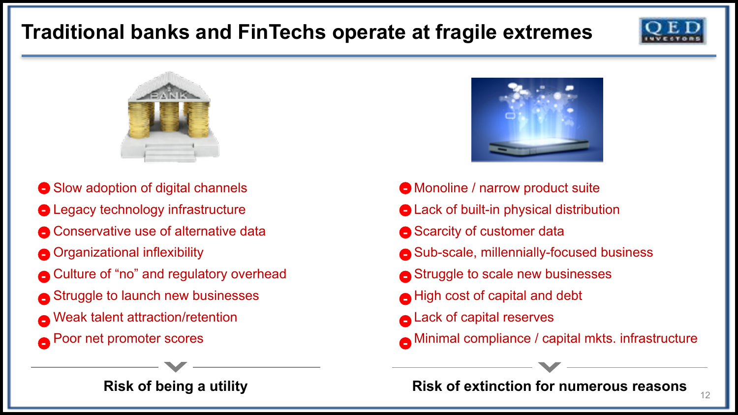# Traditional banks and FinTechs operate at fragile extremes

- Slow adoption of digital channels
- Legacy technology infrastructure
- Conservative use of alternative data
- Organizational inflexibility
- Culture of "no" and regulatory overhead
- Struggle to launch new businesses
- Weak talent attraction/retention
- Poor net promoter scores

**Risk of being a utility**

- Monoline / narrow product suite
- Lack of built-in physical distribution
- Scarcity of customer data
- Sub-scale, millennially-focused business
- Struggle to scale new businesses
- High cost of capital and debt
- Lack of capital reserves
- Minimal compliance / capital mkts. infrastructure

**Risk of extinction for numerous reasons**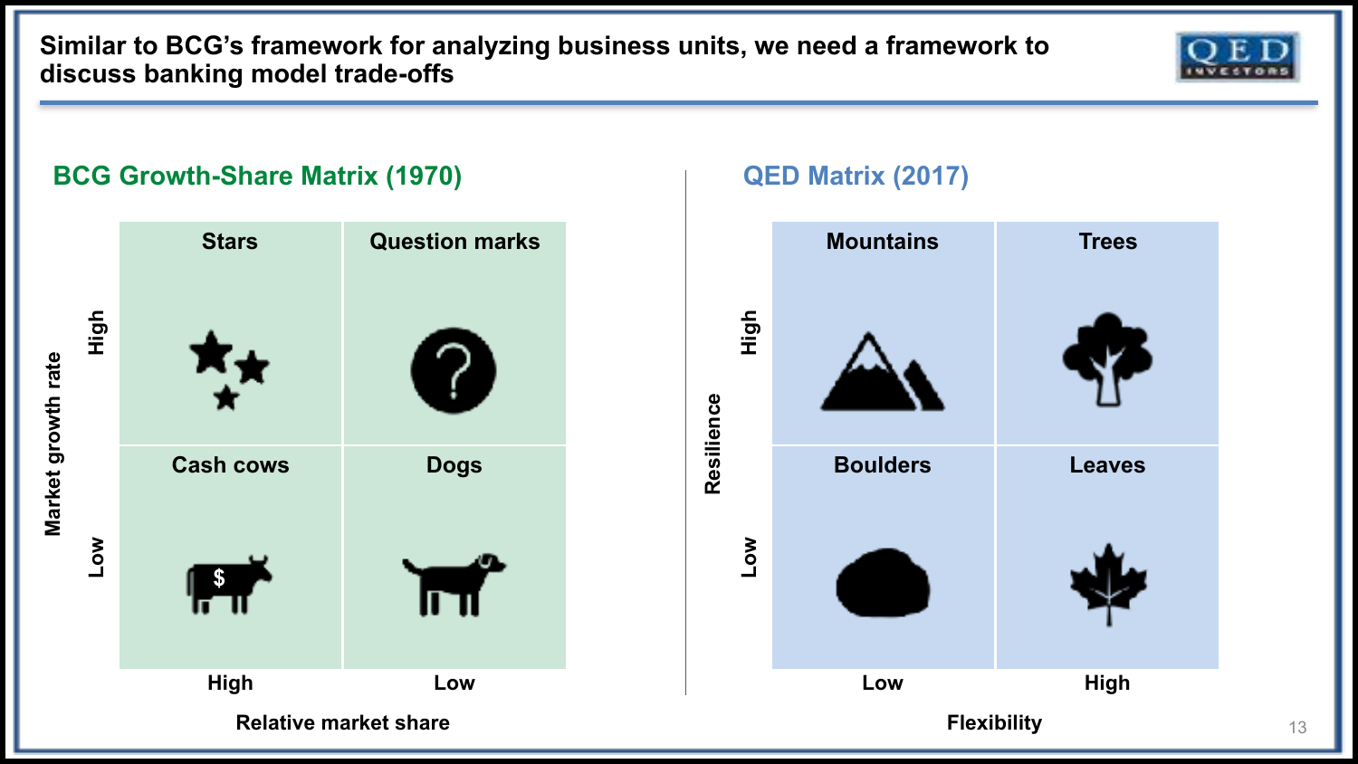# Similar to BCG's framework for analyzing business units, we need a framework to discuss banking model trade-offs

## BCG Growth-Share Matrix (1970)

Market growth rate (vertical axis) vs. Relative market share (horizontal axis)

| Market growth rate | Relative market share: High | Relative market share: Low |
|---|---|---|
| High | Stars | Question marks |
| Low | Cash cows | Dogs |

## QED Matrix (2017)

Resilience (vertical axis) vs. Flexibility (horizontal axis)

| Resilience | Flexibility: Low | Flexibility: High |
|---|---|---|
| High | Mountains | Trees |
| Low | Boulders | Leaves |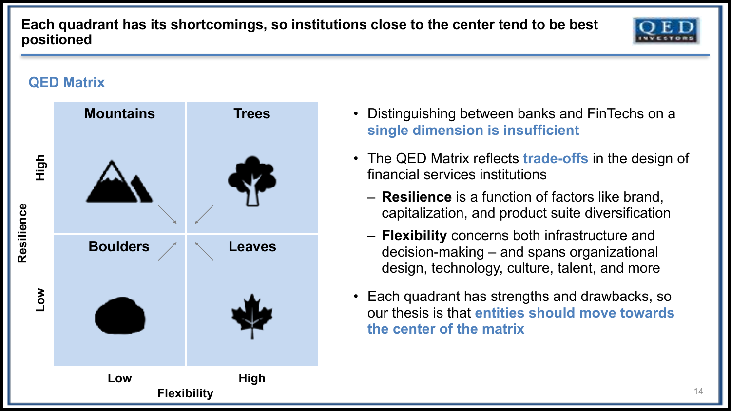# Each quadrant has its shortcomings, so institutions close to the center tend to be best positioned

## QED Matrix

| Resilience \ Flexibility | Low | High |
| --- | --- | --- |
| High | Mountains | Trees |
| Low | Boulders | Leaves |

- Distinguishing between banks and FinTechs on a **single dimension is insufficient**
- The QED Matrix reflects **trade-offs** in the design of financial services institutions
  - **Resilience** is a function of factors like brand, capitalization, and product suite diversification
  - **Flexibility** concerns both infrastructure and decision-making – and spans organizational design, technology, culture, talent, and more
- Each quadrant has strengths and drawbacks, so our thesis is that **entities should move towards the center of the matrix**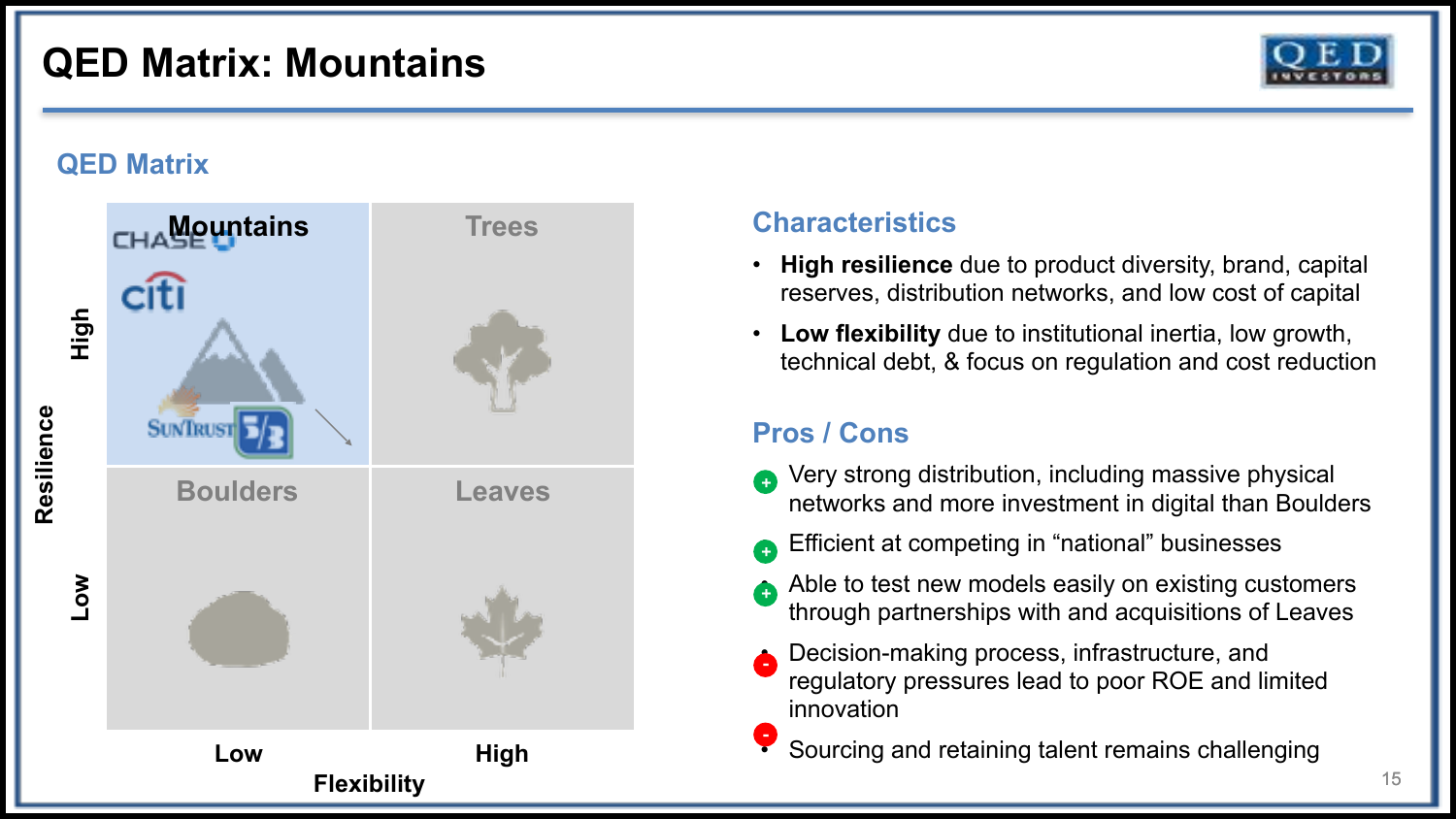# QED Matrix: Mountains

## QED Matrix

| Resilience / Flexibility | Low | High |
| --- | --- | --- |
| High | Mountains | Trees |
| Low | Boulders | Leaves |

## Characteristics

- **High resilience** due to product diversity, brand, capital reserves, distribution networks, and low cost of capital
- **Low flexibility** due to institutional inertia, low growth, technical debt, & focus on regulation and cost reduction

## Pros / Cons

- (+) Very strong distribution, including massive physical networks and more investment in digital than Boulders
- (+) Efficient at competing in "national" businesses
- (+) Able to test new models easily on existing customers through partnerships with and acquisitions of Leaves
- (-) Decision-making process, infrastructure, and regulatory pressures lead to poor ROE and limited innovation
- (-) Sourcing and retaining talent remains challenging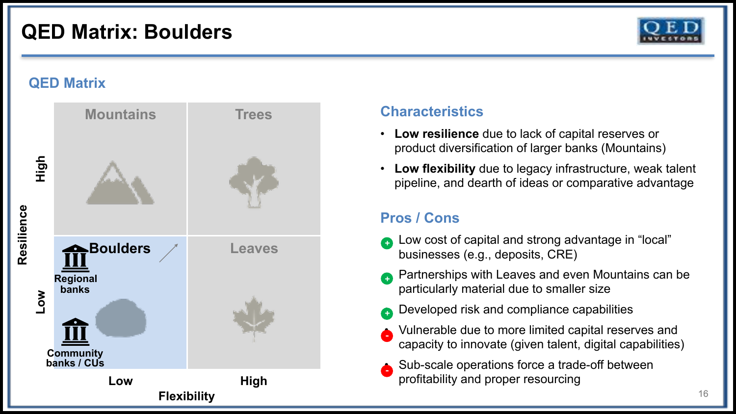# QED Matrix: Boulders

## QED Matrix

| Resilience \ Flexibility | Low | High |
|---|---|---|
| High | Mountains | Trees |
| Low | Boulders (Regional banks; Community banks / CUs) | Leaves |

## Characteristics

- **Low resilience** due to lack of capital reserves or product diversification of larger banks (Mountains)
- **Low flexibility** due to legacy infrastructure, weak talent pipeline, and dearth of ideas or comparative advantage

## Pros / Cons

- (+) Low cost of capital and strong advantage in "local" businesses (e.g., deposits, CRE)
- (+) Partnerships with Leaves and even Mountains can be particularly material due to smaller size
- (+) Developed risk and compliance capabilities
- (-) Vulnerable due to more limited capital reserves and capacity to innovate (given talent, digital capabilities)
- (-) Sub-scale operations force a trade-off between profitability and proper resourcing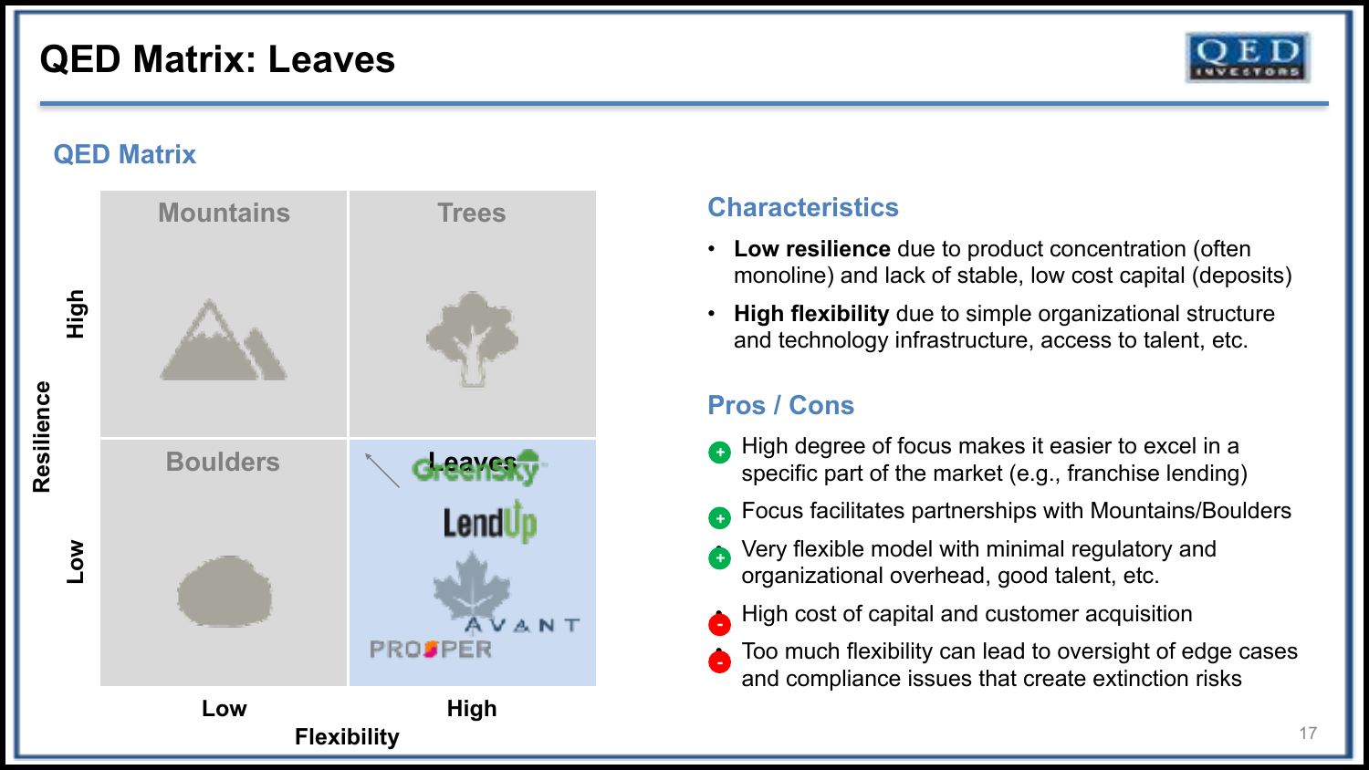# QED Matrix: Leaves

## QED Matrix

| Resilience \ Flexibility | Low | High |
|---|---|---|
| High | Mountains | Trees |
| Low | Boulders | Leaves (GreenSky, LendUp, Avant, Prosper) |

## Characteristics

- **Low resilience** due to product concentration (often monoline) and lack of stable, low cost capital (deposits)
- **High flexibility** due to simple organizational structure and technology infrastructure, access to talent, etc.

## Pros / Cons

- (+) High degree of focus makes it easier to excel in a specific part of the market (e.g., franchise lending)
- (+) Focus facilitates partnerships with Mountains/Boulders
- (+) Very flexible model with minimal regulatory and organizational overhead, good talent, etc.
- (-) High cost of capital and customer acquisition
- (-) Too much flexibility can lead to oversight of edge cases and compliance issues that create extinction risks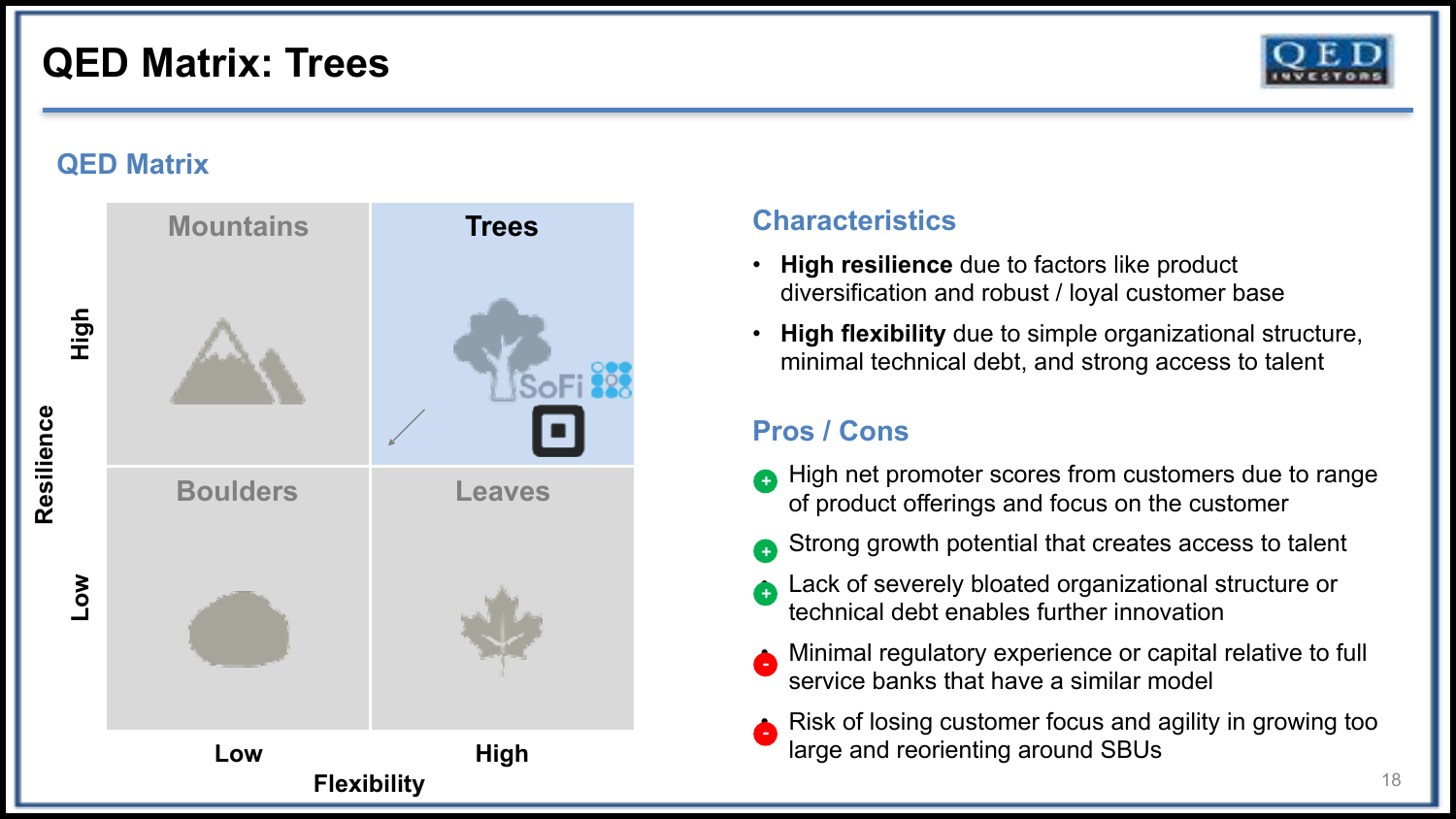# QED Matrix: Trees

## QED Matrix

| Resilience / Flexibility | Low | High |
| --- | --- | --- |
| High | Mountains | Trees (SoFi, Square) |
| Low | Boulders | Leaves |

## Characteristics

- **High resilience** due to factors like product diversification and robust / loyal customer base
- **High flexibility** due to simple organizational structure, minimal technical debt, and strong access to talent

## Pros / Cons

- (+) High net promoter scores from customers due to range of product offerings and focus on the customer
- (+) Strong growth potential that creates access to talent
- (+) Lack of severely bloated organizational structure or technical debt enables further innovation
- (-) Minimal regulatory experience or capital relative to full service banks that have a similar model
- (-) Risk of losing customer focus and agility in growing too large and reorienting around SBUs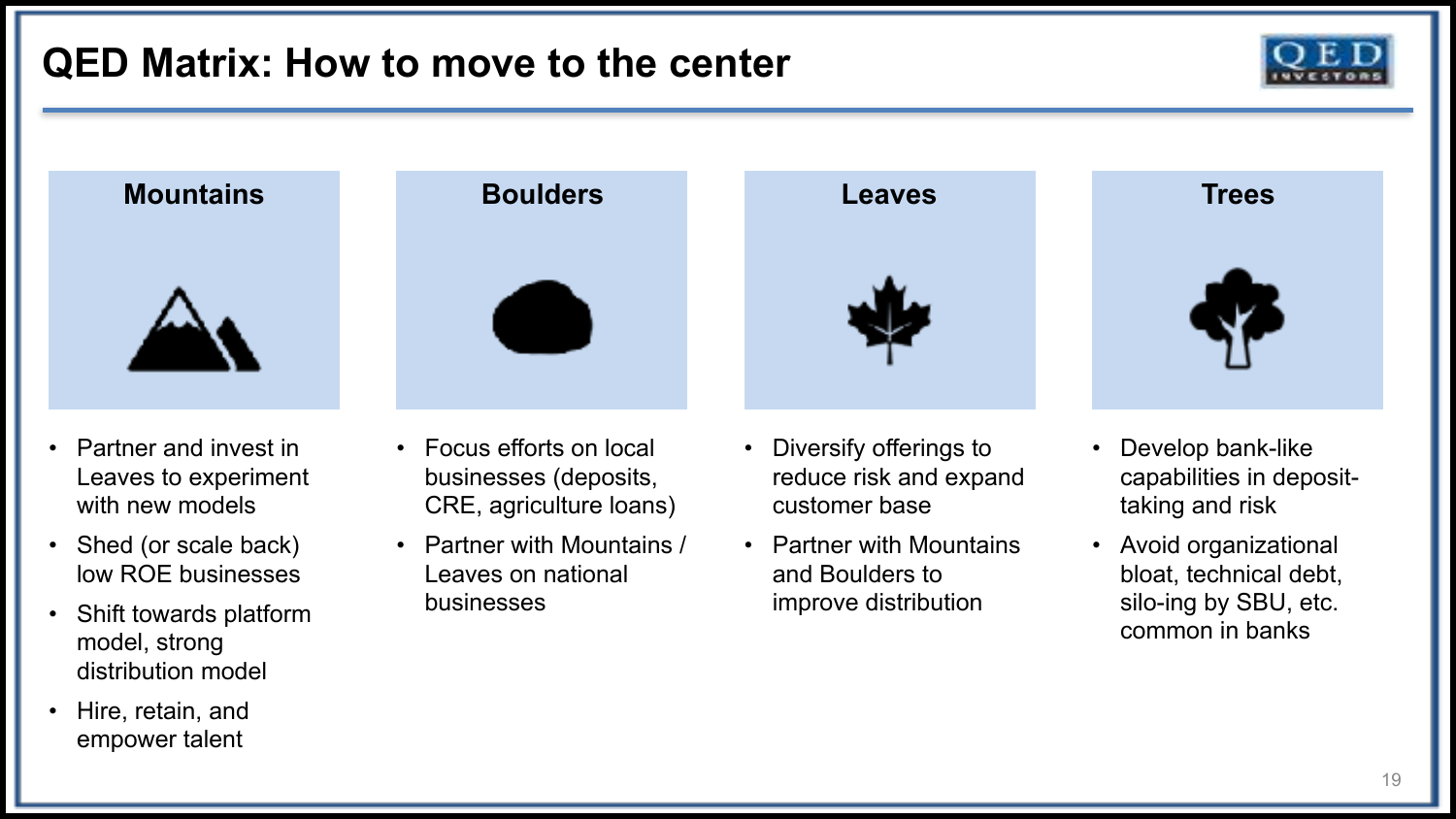# QED Matrix: How to move to the center

## Mountains

- Partner and invest in Leaves to experiment with new models
- Shed (or scale back) low ROE businesses
- Shift towards platform model, strong distribution model
- Hire, retain, and empower talent

## Boulders

- Focus efforts on local businesses (deposits, CRE, agriculture loans)
- Partner with Mountains / Leaves on national businesses

## Leaves

- Diversify offerings to reduce risk and expand customer base
- Partner with Mountains and Boulders to improve distribution

## Trees

- Develop bank-like capabilities in deposit-taking and risk
- Avoid organizational bloat, technical debt, silo-ing by SBU, etc. common in banks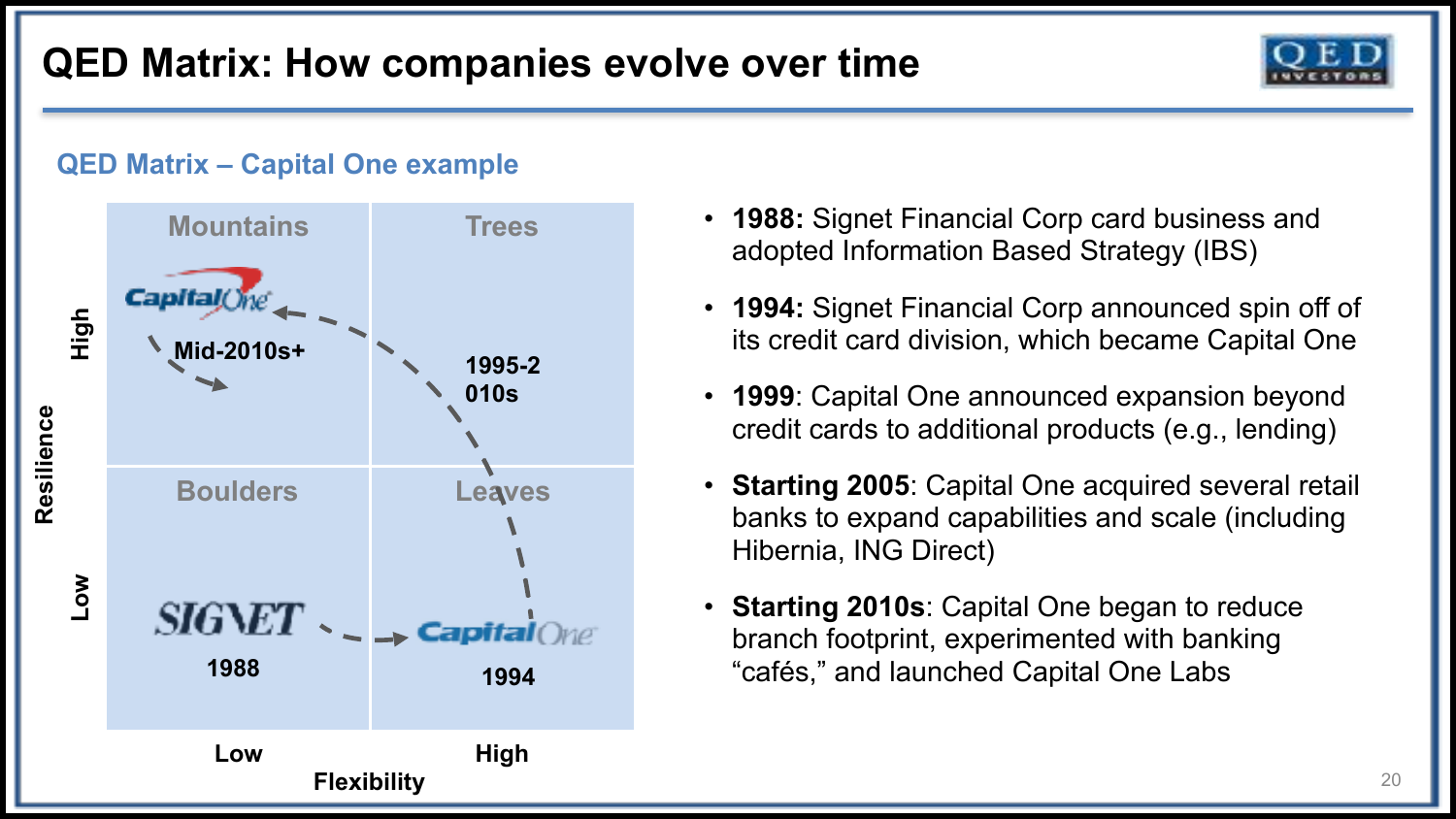# QED Matrix: How companies evolve over time

## QED Matrix – Capital One example

|  | Low Flexibility | High Flexibility |
|---|---|---|
| **High Resilience** | **Mountains**: Capital One (Mid-2010s+) | **Trees**: 1995-2010s |
| **Low Resilience** | **Boulders**: SIGNET (1988) | **Leaves**: Capital One (1994) |

- **1988:** Signet Financial Corp card business and adopted Information Based Strategy (IBS)
- **1994:** Signet Financial Corp announced spin off of its credit card division, which became Capital One
- **1999**: Capital One announced expansion beyond credit cards to additional products (e.g., lending)
- **Starting 2005**: Capital One acquired several retail banks to expand capabilities and scale (including Hibernia, ING Direct)
- **Starting 2010s**: Capital One began to reduce branch footprint, experimented with banking "cafés," and launched Capital One Labs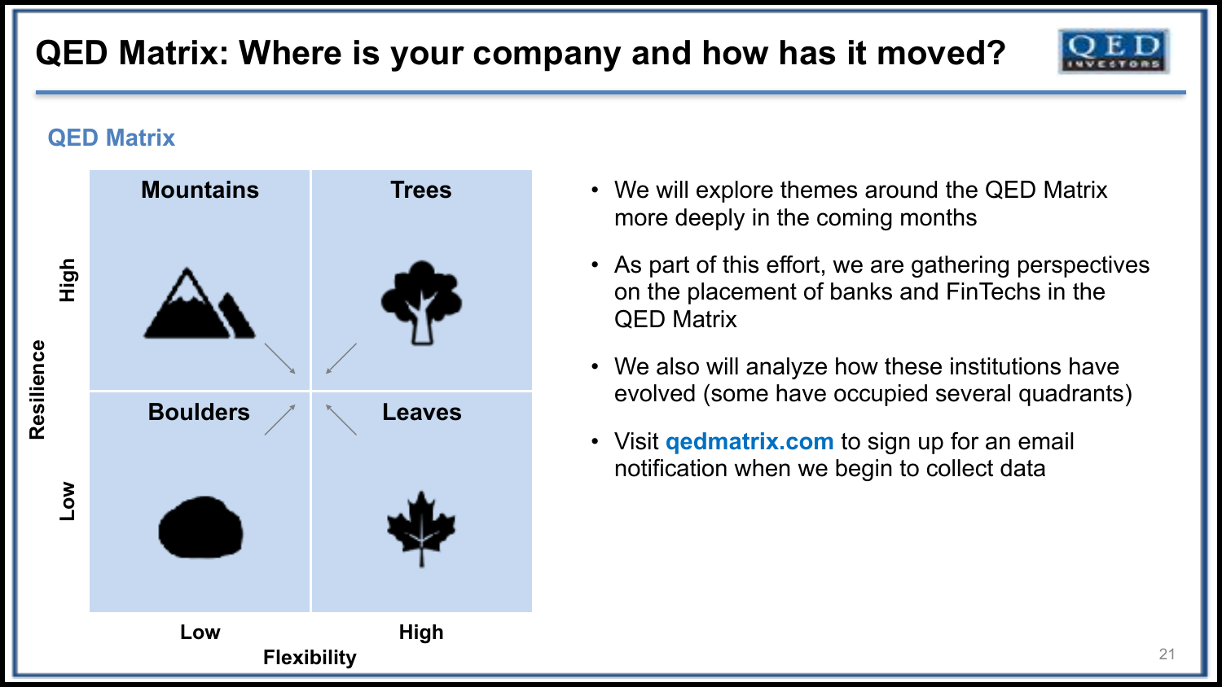# QED Matrix: Where is your company and how has it moved?

QED INVESTORS

## QED Matrix

Mountains

Trees

Boulders

Leaves

High

Low

Resilience

Low

High

Flexibility

- We will explore themes around the QED Matrix more deeply in the coming months
- As part of this effort, we are gathering perspectives on the placement of banks and FinTechs in the QED Matrix
- We also will analyze how these institutions have evolved (some have occupied several quadrants)
- Visit **qedmatrix.com** to sign up for an email notification when we begin to collect data